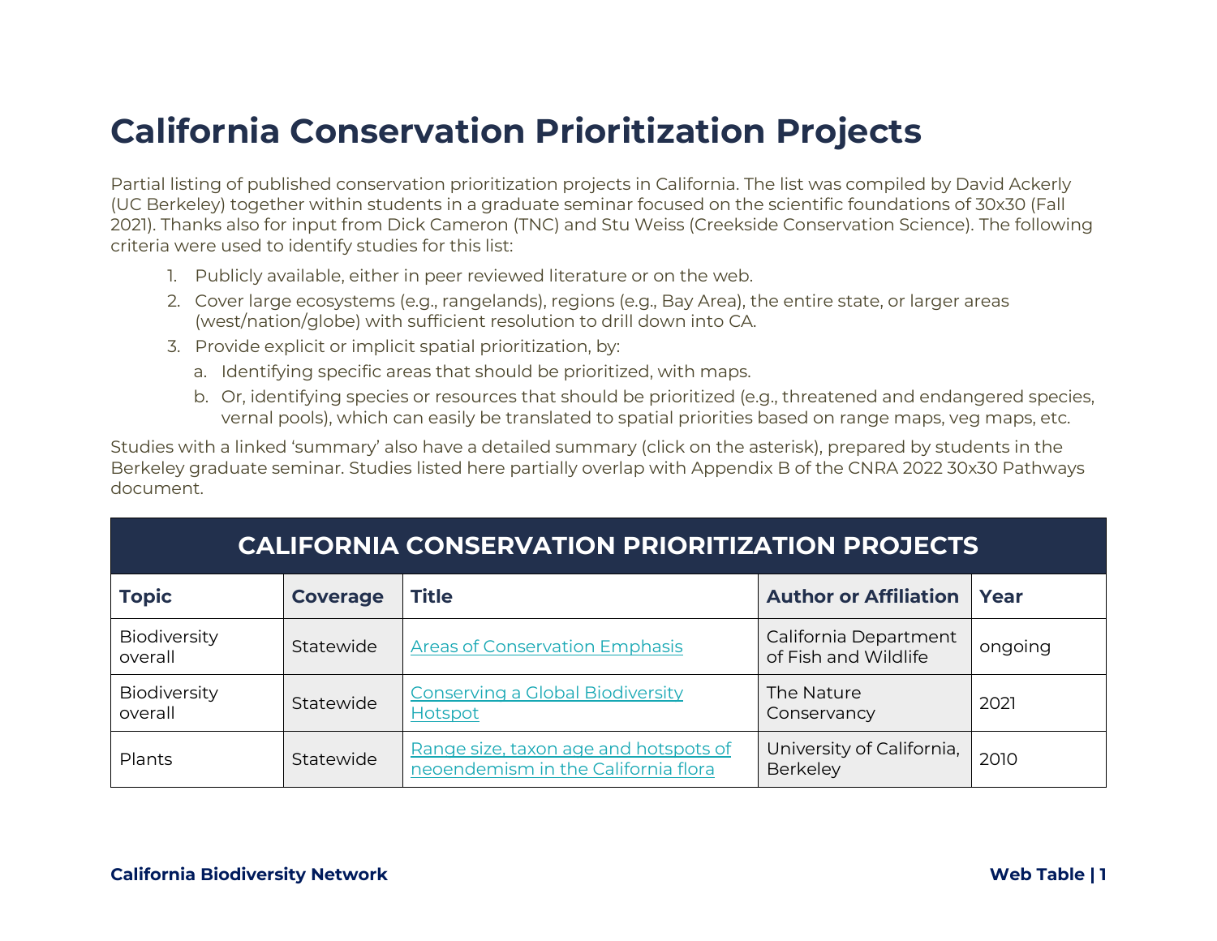# California Conservation Prioritization Projects

Partial listing of published conservation prioritization projects in California. The list was compiled by David Ackerly (UC Berkeley) together within students in a graduate seminar focused on the scientific foundations of 30x30 (Fall 2021). Thanks also for input from Dick Cameron (TNC) and Stu Weiss (Creekside Conservation Science). The following criteria were used to identify studies for this list:

1. Publicly available, either in peer reviewed literature or on the web.
2. Cover large ecosystems (e.g., rangelands), regions (e.g., Bay Area), the entire state, or larger areas (west/nation/globe) with sufficient resolution to drill down into CA.
3. Provide explicit or implicit spatial prioritization, by:
   a. Identifying specific areas that should be prioritized, with maps.
   b. Or, identifying species or resources that should be prioritized (e.g., threatened and endangered species, vernal pools), which can easily be translated to spatial priorities based on range maps, veg maps, etc.

Studies with a linked 'summary' also have a detailed summary (click on the asterisk), prepared by students in the Berkeley graduate seminar. Studies listed here partially overlap with Appendix B of the CNRA 2022 30x30 Pathways document.

| CALIFORNIA CONSERVATION PRIORITIZATION PROJECTS | | | | |
|---|---|---|---|---|
| **Topic** | **Coverage** | **Title** | **Author or Affiliation** | **Year** |
| Biodiversity overall | Statewide | Areas of Conservation Emphasis | California Department of Fish and Wildlife | ongoing |
| Biodiversity overall | Statewide | Conserving a Global Biodiversity Hotspot | The Nature Conservancy | 2021 |
| Plants | Statewide | Range size, taxon age and hotspots of neoendemism in the California flora | University of California, Berkeley | 2010 |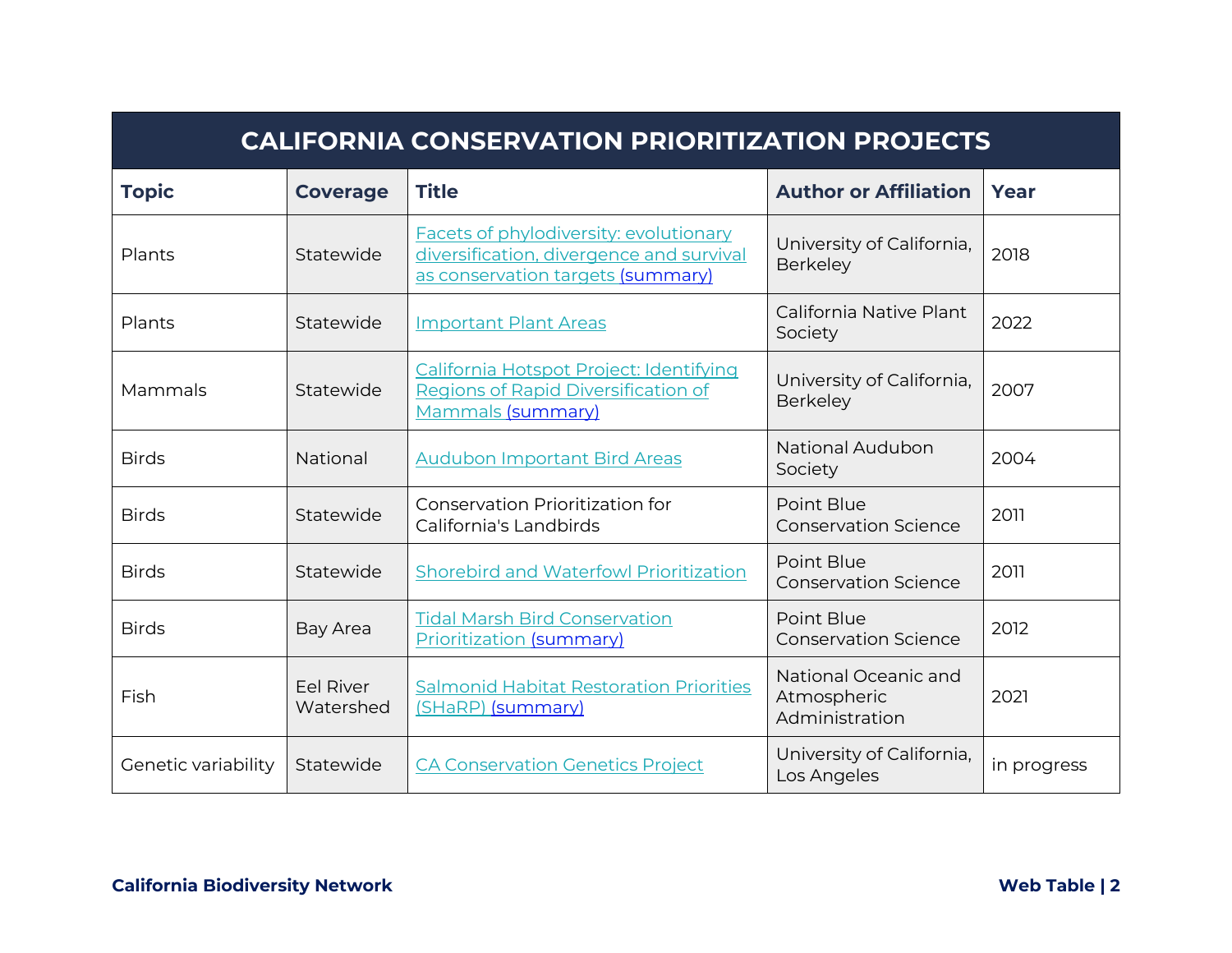| CALIFORNIA CONSERVATION PRIORITIZATION PROJECTS | | | | |
|---|---|---|---|---|
| **Topic** | **Coverage** | **Title** | **Author or Affiliation** | **Year** |
| Plants | Statewide | Facets of phylodiversity: evolutionary diversification, divergence and survival as conservation targets (summary) | University of California, Berkeley | 2018 |
| Plants | Statewide | Important Plant Areas | California Native Plant Society | 2022 |
| Mammals | Statewide | California Hotspot Project: Identifying Regions of Rapid Diversification of Mammals (summary) | University of California, Berkeley | 2007 |
| Birds | National | Audubon Important Bird Areas | National Audubon Society | 2004 |
| Birds | Statewide | Conservation Prioritization for California's Landbirds | Point Blue Conservation Science | 2011 |
| Birds | Statewide | Shorebird and Waterfowl Prioritization | Point Blue Conservation Science | 2011 |
| Birds | Bay Area | Tidal Marsh Bird Conservation Prioritization (summary) | Point Blue Conservation Science | 2012 |
| Fish | Eel River Watershed | Salmonid Habitat Restoration Priorities (SHaRP) (summary) | National Oceanic and Atmospheric Administration | 2021 |
| Genetic variability | Statewide | CA Conservation Genetics Project | University of California, Los Angeles | in progress |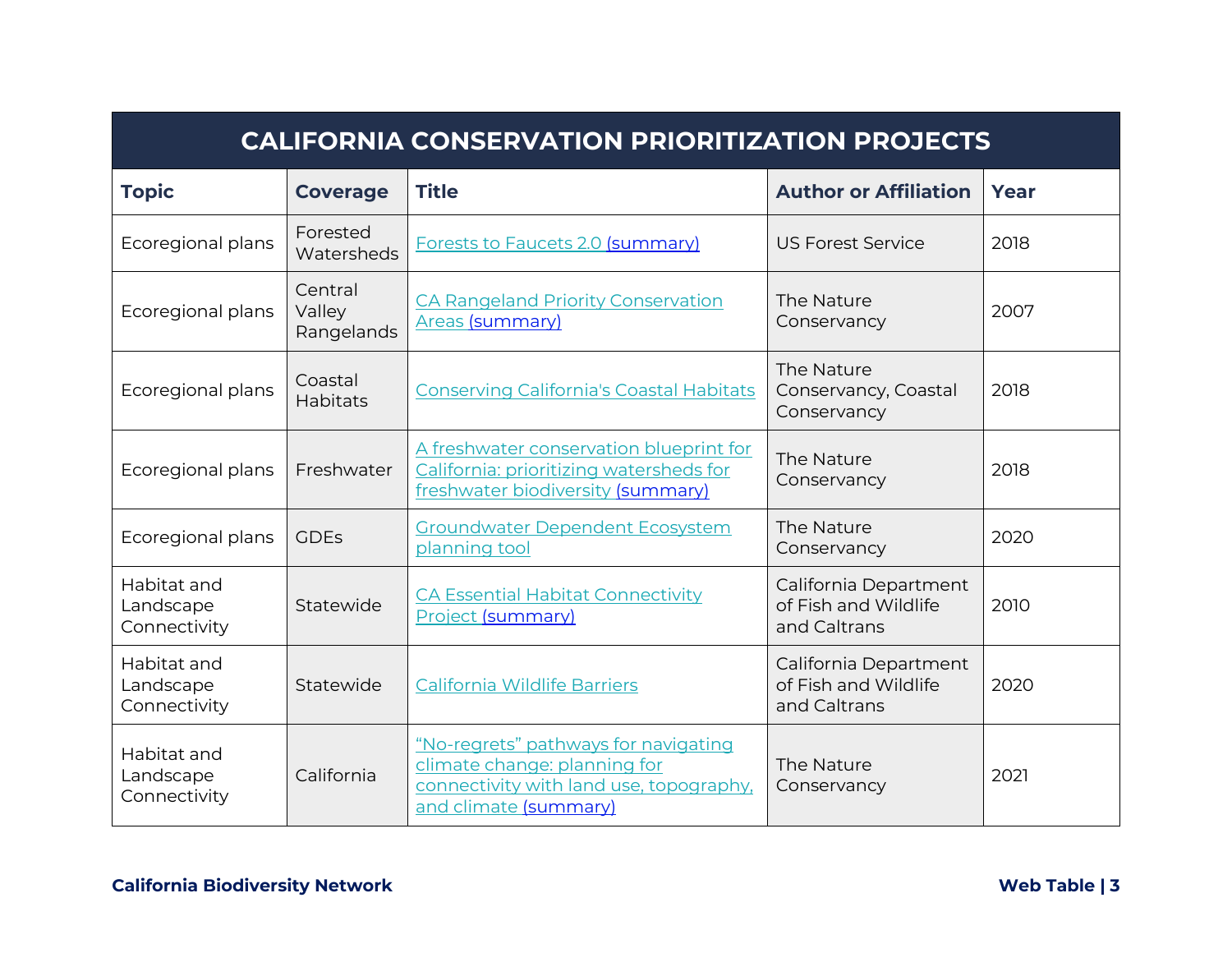| CALIFORNIA CONSERVATION PRIORITIZATION PROJECTS | | | | |
|---|---|---|---|---|
| **Topic** | **Coverage** | **Title** | **Author or Affiliation** | **Year** |
| Ecoregional plans | Forested Watersheds | Forests to Faucets 2.0 (summary) | US Forest Service | 2018 |
| Ecoregional plans | Central Valley Rangelands | CA Rangeland Priority Conservation Areas (summary) | The Nature Conservancy | 2007 |
| Ecoregional plans | Coastal Habitats | Conserving California's Coastal Habitats | The Nature Conservancy, Coastal Conservancy | 2018 |
| Ecoregional plans | Freshwater | A freshwater conservation blueprint for California: prioritizing watersheds for freshwater biodiversity (summary) | The Nature Conservancy | 2018 |
| Ecoregional plans | GDEs | Groundwater Dependent Ecosystem planning tool | The Nature Conservancy | 2020 |
| Habitat and Landscape Connectivity | Statewide | CA Essential Habitat Connectivity Project (summary) | California Department of Fish and Wildlife and Caltrans | 2010 |
| Habitat and Landscape Connectivity | Statewide | California Wildlife Barriers | California Department of Fish and Wildlife and Caltrans | 2020 |
| Habitat and Landscape Connectivity | California | "No-regrets" pathways for navigating climate change: planning for connectivity with land use, topography, and climate (summary) | The Nature Conservancy | 2021 |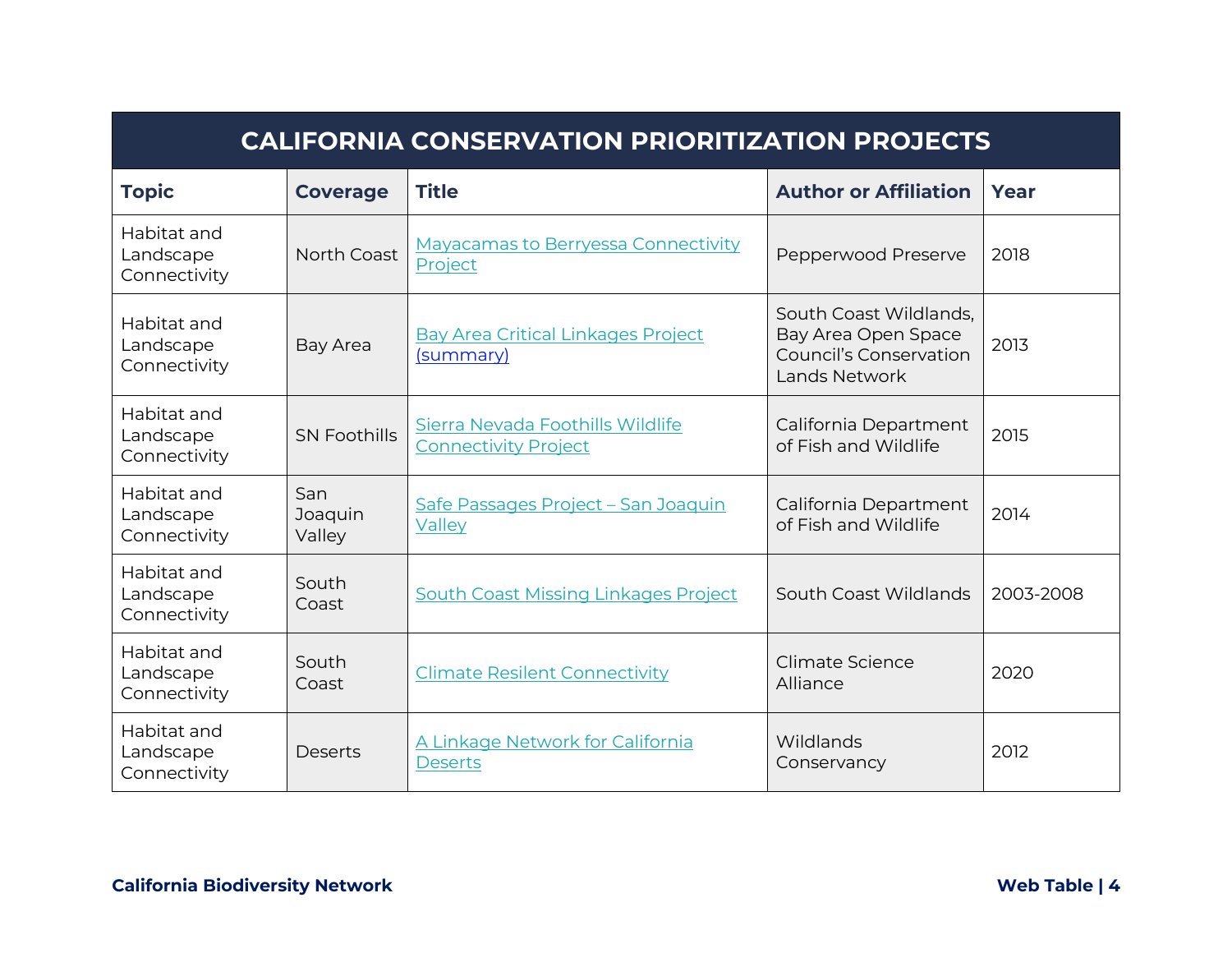| CALIFORNIA CONSERVATION PRIORITIZATION PROJECTS | | | | |
|---|---|---|---|---|
| **Topic** | **Coverage** | **Title** | **Author or Affiliation** | **Year** |
| Habitat and Landscape Connectivity | North Coast | Mayacamas to Berryessa Connectivity Project | Pepperwood Preserve | 2018 |
| Habitat and Landscape Connectivity | Bay Area | Bay Area Critical Linkages Project (summary) | South Coast Wildlands, Bay Area Open Space Council's Conservation Lands Network | 2013 |
| Habitat and Landscape Connectivity | SN Foothills | Sierra Nevada Foothills Wildlife Connectivity Project | California Department of Fish and Wildlife | 2015 |
| Habitat and Landscape Connectivity | San Joaquin Valley | Safe Passages Project – San Joaquin Valley | California Department of Fish and Wildlife | 2014 |
| Habitat and Landscape Connectivity | South Coast | South Coast Missing Linkages Project | South Coast Wildlands | 2003-2008 |
| Habitat and Landscape Connectivity | South Coast | Climate Resilent Connectivity | Climate Science Alliance | 2020 |
| Habitat and Landscape Connectivity | Deserts | A Linkage Network for California Deserts | Wildlands Conservancy | 2012 |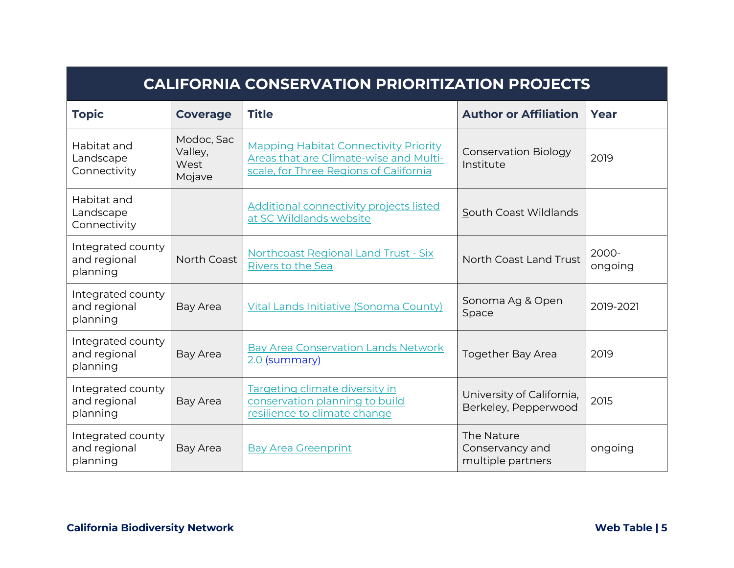| CALIFORNIA CONSERVATION PRIORITIZATION PROJECTS | | | | |
|---|---|---|---|---|
| **Topic** | **Coverage** | **Title** | **Author or Affiliation** | **Year** |
| Habitat and Landscape Connectivity | Modoc, Sac Valley, West Mojave | Mapping Habitat Connectivity Priority Areas that are Climate-wise and Multi-scale, for Three Regions of California | Conservation Biology Institute | 2019 |
| Habitat and Landscape Connectivity | | Additional connectivity projects listed at SC Wildlands website | South Coast Wildlands | |
| Integrated county and regional planning | North Coast | Northcoast Regional Land Trust - Six Rivers to the Sea | North Coast Land Trust | 2000-ongoing |
| Integrated county and regional planning | Bay Area | Vital Lands Initiative (Sonoma County) | Sonoma Ag & Open Space | 2019-2021 |
| Integrated county and regional planning | Bay Area | Bay Area Conservation Lands Network 2.0 (summary) | Together Bay Area | 2019 |
| Integrated county and regional planning | Bay Area | Targeting climate diversity in conservation planning to build resilience to climate change | University of California, Berkeley, Pepperwood | 2015 |
| Integrated county and regional planning | Bay Area | Bay Area Greenprint | The Nature Conservancy and multiple partners | ongoing |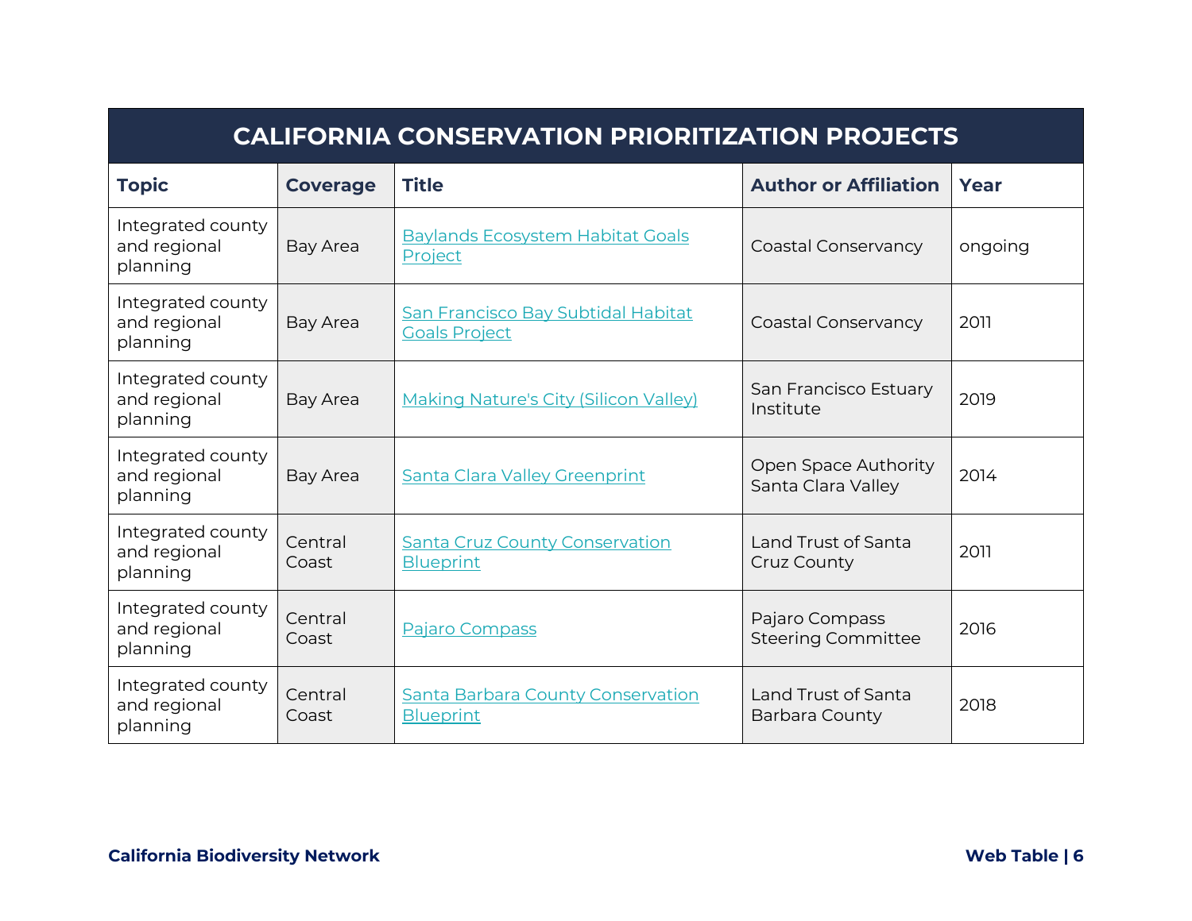| CALIFORNIA CONSERVATION PRIORITIZATION PROJECTS | | | | |
|---|---|---|---|---|
| **Topic** | **Coverage** | **Title** | **Author or Affiliation** | **Year** |
| Integrated county and regional planning | Bay Area | Baylands Ecosystem Habitat Goals Project | Coastal Conservancy | ongoing |
| Integrated county and regional planning | Bay Area | San Francisco Bay Subtidal Habitat Goals Project | Coastal Conservancy | 2011 |
| Integrated county and regional planning | Bay Area | Making Nature's City (Silicon Valley) | San Francisco Estuary Institute | 2019 |
| Integrated county and regional planning | Bay Area | Santa Clara Valley Greenprint | Open Space Authority Santa Clara Valley | 2014 |
| Integrated county and regional planning | Central Coast | Santa Cruz County Conservation Blueprint | Land Trust of Santa Cruz County | 2011 |
| Integrated county and regional planning | Central Coast | Pajaro Compass | Pajaro Compass Steering Committee | 2016 |
| Integrated county and regional planning | Central Coast | Santa Barbara County Conservation Blueprint | Land Trust of Santa Barbara County | 2018 |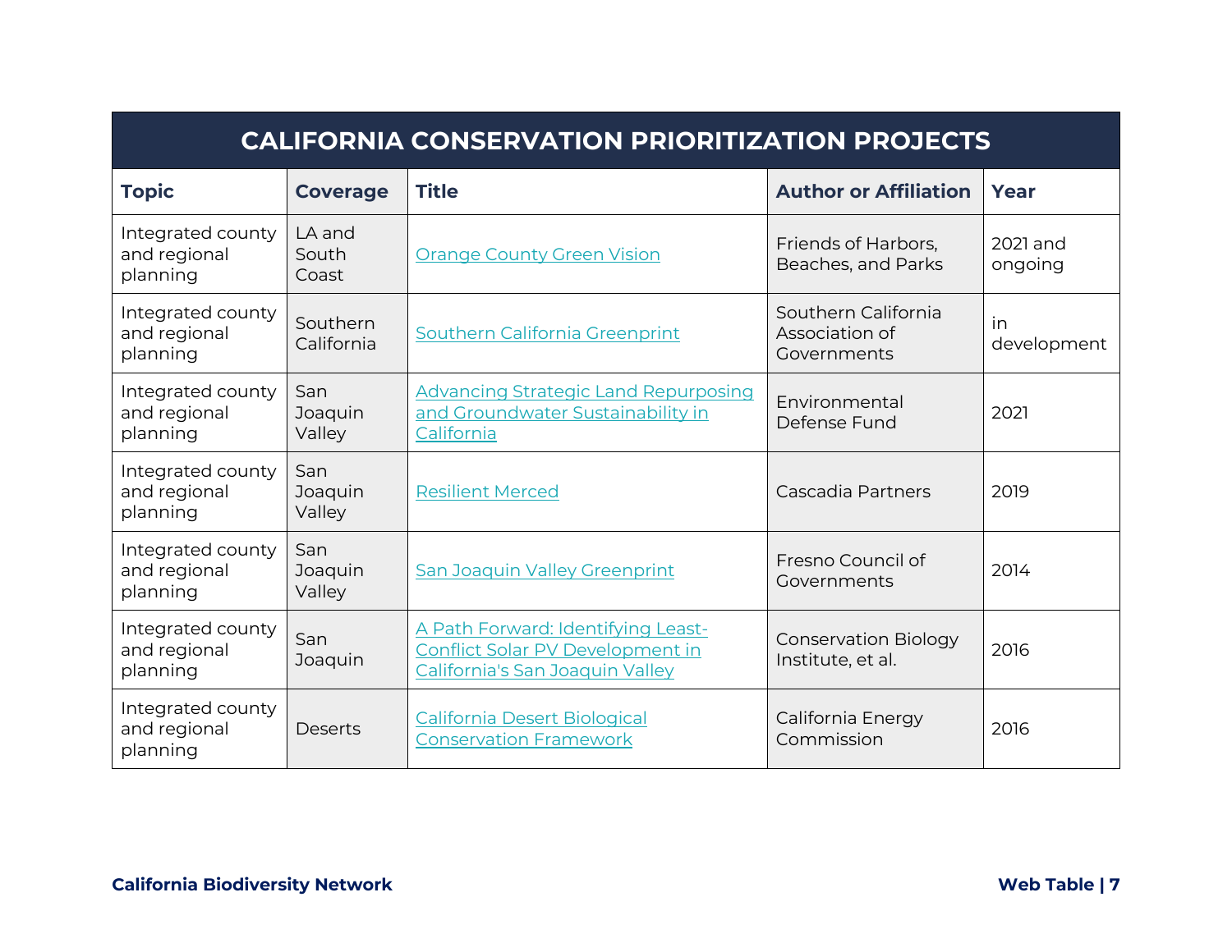| CALIFORNIA CONSERVATION PRIORITIZATION PROJECTS | | | | |
|---|---|---|---|---|
| **Topic** | **Coverage** | **Title** | **Author or Affiliation** | **Year** |
| Integrated county and regional planning | LA and South Coast | Orange County Green Vision | Friends of Harbors, Beaches, and Parks | 2021 and ongoing |
| Integrated county and regional planning | Southern California | Southern California Greenprint | Southern California Association of Governments | in development |
| Integrated county and regional planning | San Joaquin Valley | Advancing Strategic Land Repurposing and Groundwater Sustainability in California | Environmental Defense Fund | 2021 |
| Integrated county and regional planning | San Joaquin Valley | Resilient Merced | Cascadia Partners | 2019 |
| Integrated county and regional planning | San Joaquin Valley | San Joaquin Valley Greenprint | Fresno Council of Governments | 2014 |
| Integrated county and regional planning | San Joaquin | A Path Forward: Identifying Least-Conflict Solar PV Development in California's San Joaquin Valley | Conservation Biology Institute, et al. | 2016 |
| Integrated county and regional planning | Deserts | California Desert Biological Conservation Framework | California Energy Commission | 2016 |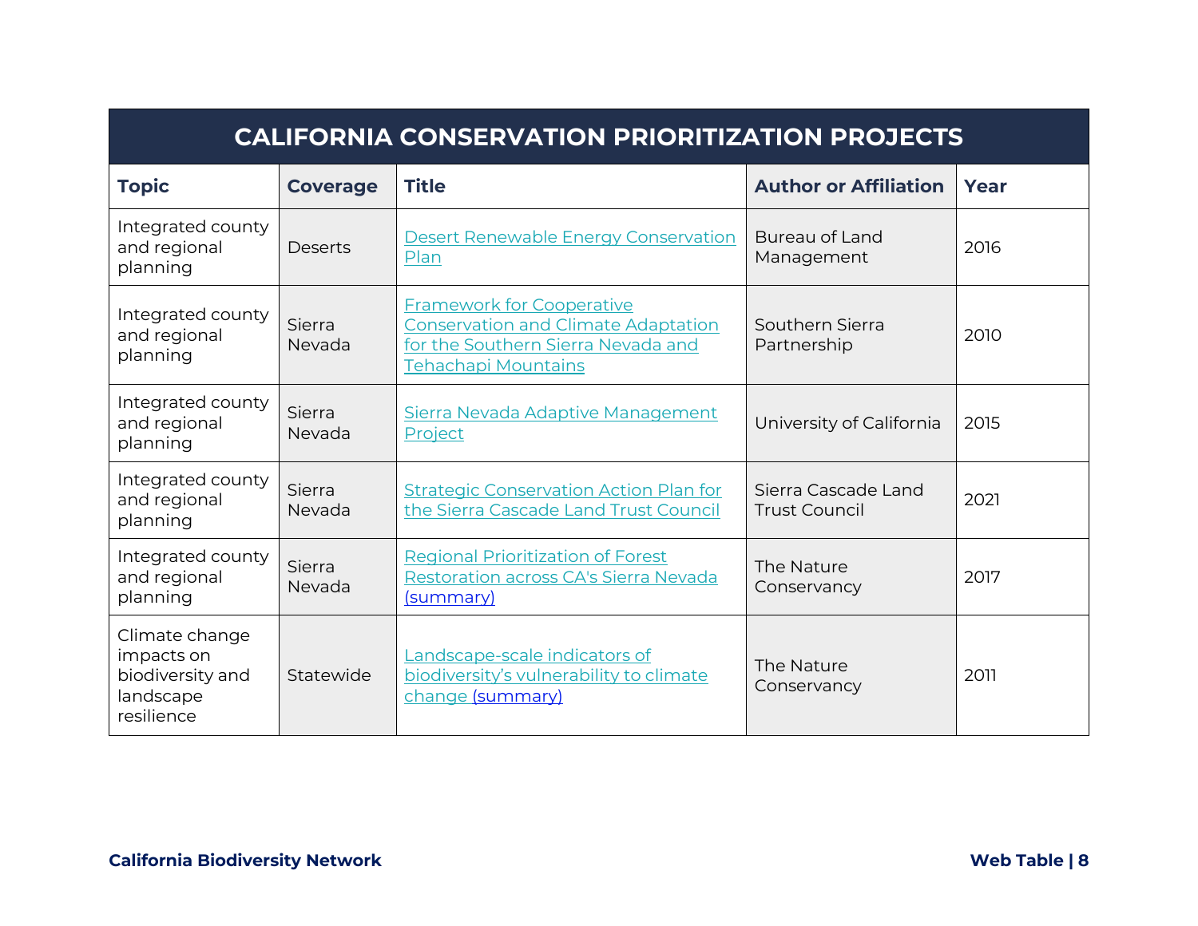| CALIFORNIA CONSERVATION PRIORITIZATION PROJECTS | | | | |
|---|---|---|---|---|
| **Topic** | **Coverage** | **Title** | **Author or Affiliation** | **Year** |
| Integrated county and regional planning | Deserts | Desert Renewable Energy Conservation Plan | Bureau of Land Management | 2016 |
| Integrated county and regional planning | Sierra Nevada | Framework for Cooperative Conservation and Climate Adaptation for the Southern Sierra Nevada and Tehachapi Mountains | Southern Sierra Partnership | 2010 |
| Integrated county and regional planning | Sierra Nevada | Sierra Nevada Adaptive Management Project | University of California | 2015 |
| Integrated county and regional planning | Sierra Nevada | Strategic Conservation Action Plan for the Sierra Cascade Land Trust Council | Sierra Cascade Land Trust Council | 2021 |
| Integrated county and regional planning | Sierra Nevada | Regional Prioritization of Forest Restoration across CA's Sierra Nevada (summary) | The Nature Conservancy | 2017 |
| Climate change impacts on biodiversity and landscape resilience | Statewide | Landscape-scale indicators of biodiversity's vulnerability to climate change (summary) | The Nature Conservancy | 2011 |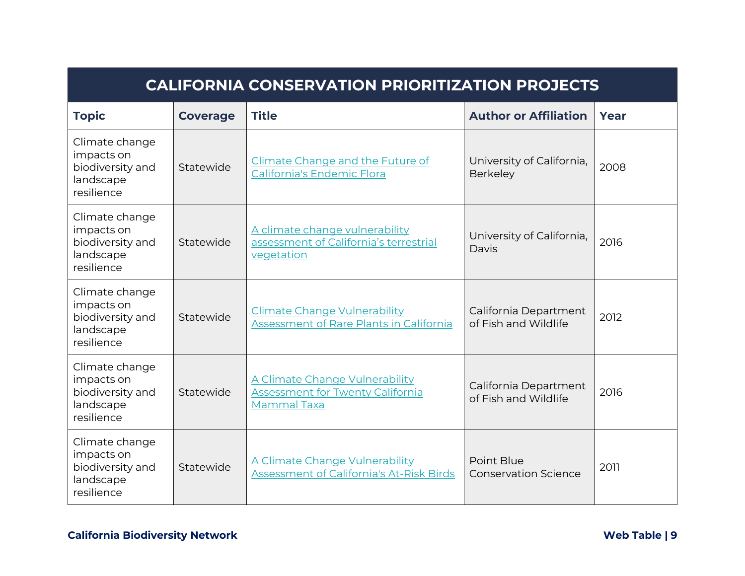| CALIFORNIA CONSERVATION PRIORITIZATION PROJECTS | | | | |
|---|---|---|---|---|
| **Topic** | **Coverage** | **Title** | **Author or Affiliation** | **Year** |
| Climate change impacts on biodiversity and landscape resilience | Statewide | Climate Change and the Future of California's Endemic Flora | University of California, Berkeley | 2008 |
| Climate change impacts on biodiversity and landscape resilience | Statewide | A climate change vulnerability assessment of California’s terrestrial vegetation | University of California, Davis | 2016 |
| Climate change impacts on biodiversity and landscape resilience | Statewide | Climate Change Vulnerability Assessment of Rare Plants in California | California Department of Fish and Wildlife | 2012 |
| Climate change impacts on biodiversity and landscape resilience | Statewide | A Climate Change Vulnerability Assessment for Twenty California Mammal Taxa | California Department of Fish and Wildlife | 2016 |
| Climate change impacts on biodiversity and landscape resilience | Statewide | A Climate Change Vulnerability Assessment of California's At-Risk Birds | Point Blue Conservation Science | 2011 |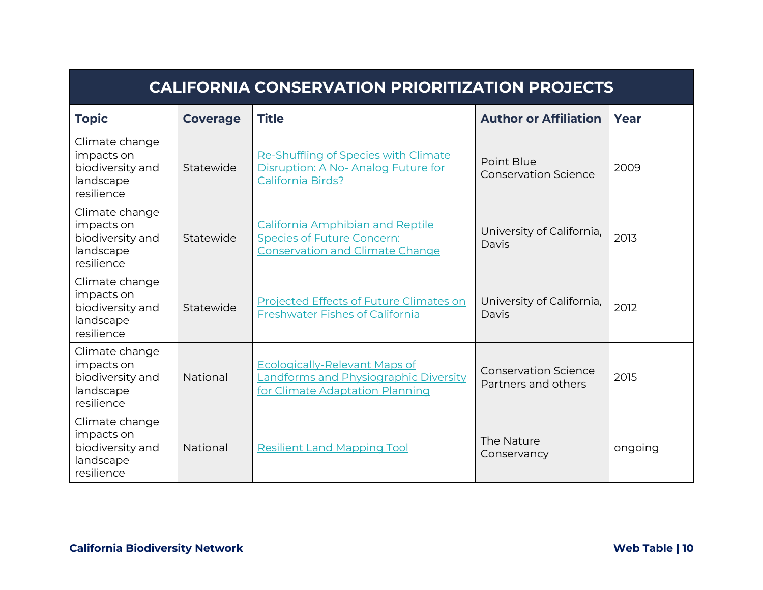| CALIFORNIA CONSERVATION PRIORITIZATION PROJECTS | | | | |
|---|---|---|---|---|
| **Topic** | **Coverage** | **Title** | **Author or Affiliation** | **Year** |
| Climate change impacts on biodiversity and landscape resilience | Statewide | Re-Shuffling of Species with Climate Disruption: A No- Analog Future for California Birds? | Point Blue Conservation Science | 2009 |
| Climate change impacts on biodiversity and landscape resilience | Statewide | California Amphibian and Reptile Species of Future Concern: Conservation and Climate Change | University of California, Davis | 2013 |
| Climate change impacts on biodiversity and landscape resilience | Statewide | Projected Effects of Future Climates on Freshwater Fishes of California | University of California, Davis | 2012 |
| Climate change impacts on biodiversity and landscape resilience | National | Ecologically-Relevant Maps of Landforms and Physiographic Diversity for Climate Adaptation Planning | Conservation Science Partners and others | 2015 |
| Climate change impacts on biodiversity and landscape resilience | National | Resilient Land Mapping Tool | The Nature Conservancy | ongoing |